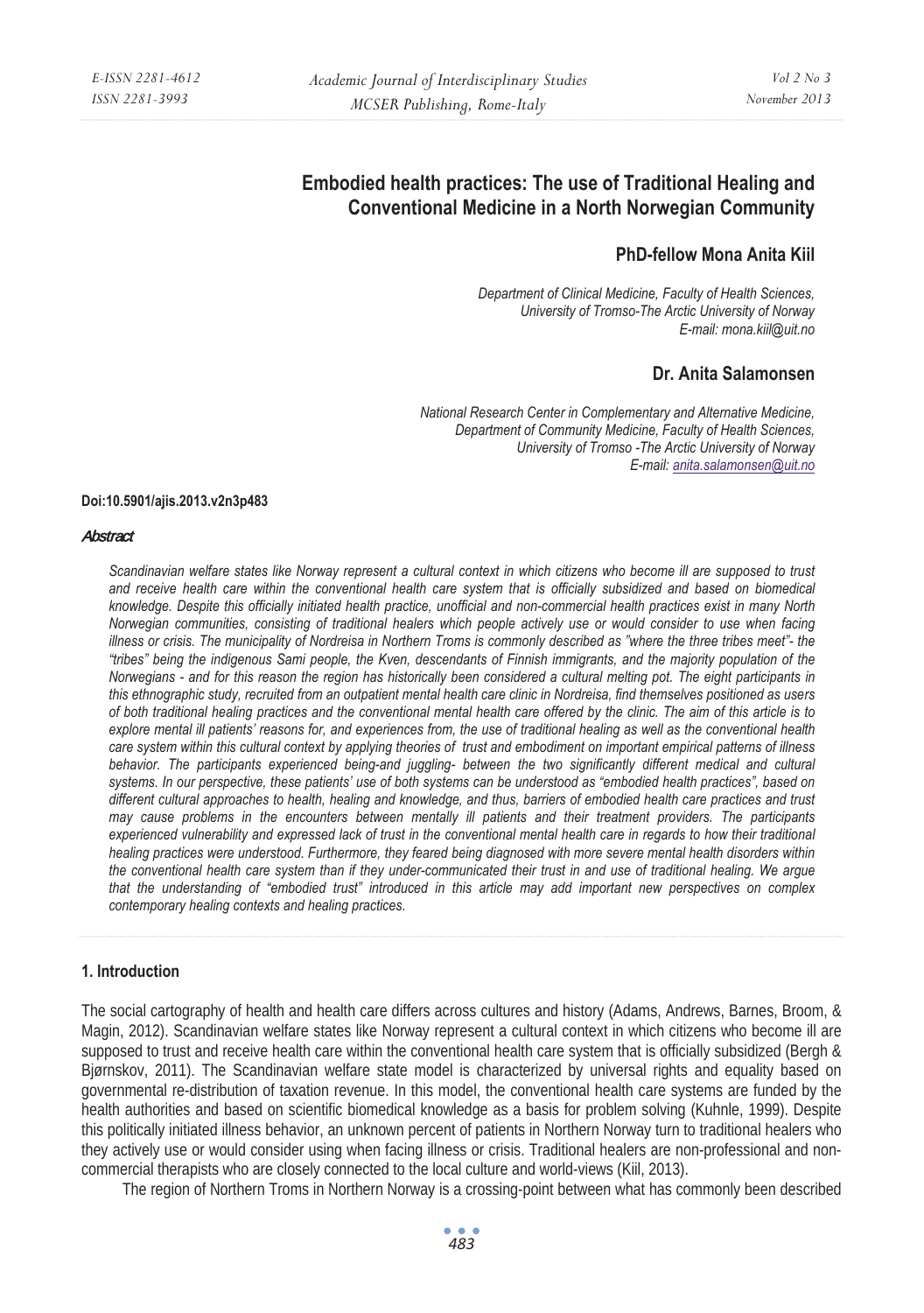# Embodied health practices: The use of Traditional Healing and Conventional Medicine in a North Norwegian Community

**PhD-fellow Mona Anita Kiil**

*Department of Clinical Medicine, Faculty of Health Sciences,*
*University of Tromso-The Arctic University of Norway*
*E-mail: mona.kiil@uit.no*

**Dr. Anita Salamonsen**

*National Research Center in Complementary and Alternative Medicine,*
*Department of Community Medicine, Faculty of Health Sciences,*
*University of Tromso -The Arctic University of Norway*
*E-mail: anita.salamonsen@uit.no*

**Doi:10.5901/ajis.2013.v2n3p483**

### *Abstract*

*Scandinavian welfare states like Norway represent a cultural context in which citizens who become ill are supposed to trust and receive health care within the conventional health care system that is officially subsidized and based on biomedical knowledge. Despite this officially initiated health practice, unofficial and non-commercial health practices exist in many North Norwegian communities, consisting of traditional healers which people actively use or would consider to use when facing illness or crisis. The municipality of Nordreisa in Northern Troms is commonly described as "where the three tribes meet"- the "tribes" being the indigenous Sami people, the Kven, descendants of Finnish immigrants, and the majority population of the Norwegians - and for this reason the region has historically been considered a cultural melting pot. The eight participants in this ethnographic study, recruited from an outpatient mental health care clinic in Nordreisa, find themselves positioned as users of both traditional healing practices and the conventional mental health care offered by the clinic. The aim of this article is to explore mental ill patients' reasons for, and experiences from, the use of traditional healing as well as the conventional health care system within this cultural context by applying theories of trust and embodiment on important empirical patterns of illness behavior. The participants experienced being-and juggling- between the two significantly different medical and cultural systems. In our perspective, these patients' use of both systems can be understood as "embodied health practices", based on different cultural approaches to health, healing and knowledge, and thus, barriers of embodied health care practices and trust may cause problems in the encounters between mentally ill patients and their treatment providers. The participants experienced vulnerability and expressed lack of trust in the conventional mental health care in regards to how their traditional healing practices were understood. Furthermore, they feared being diagnosed with more severe mental health disorders within the conventional health care system than if they under-communicated their trust in and use of traditional healing. We argue that the understanding of "embodied trust" introduced in this article may add important new perspectives on complex contemporary healing contexts and healing practices.*

## 1. Introduction

The social cartography of health and health care differs across cultures and history (Adams, Andrews, Barnes, Broom, & Magin, 2012). Scandinavian welfare states like Norway represent a cultural context in which citizens who become ill are supposed to trust and receive health care within the conventional health care system that is officially subsidized (Bergh & Bjørnskov, 2011). The Scandinavian welfare state model is characterized by universal rights and equality based on governmental re-distribution of taxation revenue. In this model, the conventional health care systems are funded by the health authorities and based on scientific biomedical knowledge as a basis for problem solving (Kuhnle, 1999). Despite this politically initiated illness behavior, an unknown percent of patients in Northern Norway turn to traditional healers who they actively use or would consider using when facing illness or crisis. Traditional healers are non-professional and non-commercial therapists who are closely connected to the local culture and world-views (Kiil, 2013).

The region of Northern Troms in Northern Norway is a crossing-point between what has commonly been described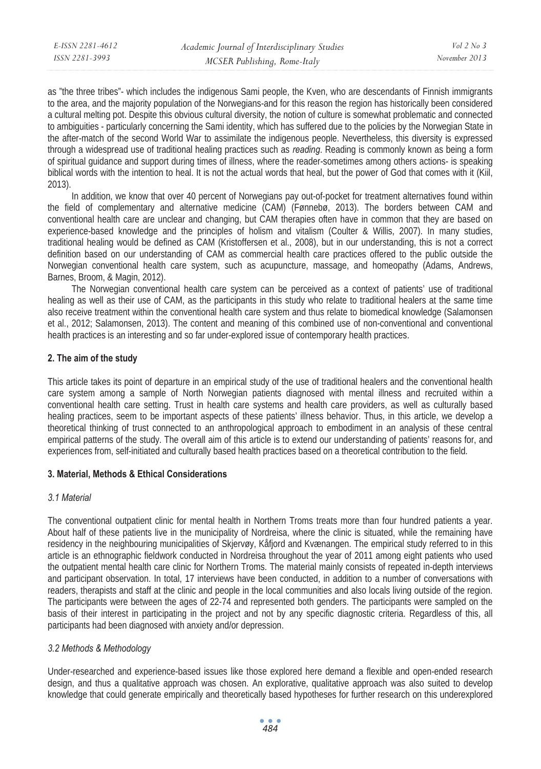as "the three tribes"- which includes the indigenous Sami people, the Kven, who are descendants of Finnish immigrants to the area, and the majority population of the Norwegians-and for this reason the region has historically been considered a cultural melting pot. Despite this obvious cultural diversity, the notion of culture is somewhat problematic and connected to ambiguities - particularly concerning the Sami identity, which has suffered due to the policies by the Norwegian State in the after-match of the second World War to assimilate the indigenous people. Nevertheless, this diversity is expressed through a widespread use of traditional healing practices such as *reading*. Reading is commonly known as being a form of spiritual guidance and support during times of illness, where the reader-sometimes among others actions- is speaking biblical words with the intention to heal. It is not the actual words that heal, but the power of God that comes with it (Kiil, 2013).

In addition, we know that over 40 percent of Norwegians pay out-of-pocket for treatment alternatives found within the field of complementary and alternative medicine (CAM) (Fønnebø, 2013). The borders between CAM and conventional health care are unclear and changing, but CAM therapies often have in common that they are based on experience-based knowledge and the principles of holism and vitalism (Coulter & Willis, 2007). In many studies, traditional healing would be defined as CAM (Kristoffersen et al., 2008), but in our understanding, this is not a correct definition based on our understanding of CAM as commercial health care practices offered to the public outside the Norwegian conventional health care system, such as acupuncture, massage, and homeopathy (Adams, Andrews, Barnes, Broom, & Magin, 2012).

The Norwegian conventional health care system can be perceived as a context of patients' use of traditional healing as well as their use of CAM, as the participants in this study who relate to traditional healers at the same time also receive treatment within the conventional health care system and thus relate to biomedical knowledge (Salamonsen et al., 2012; Salamonsen, 2013). The content and meaning of this combined use of non-conventional and conventional health practices is an interesting and so far under-explored issue of contemporary health practices.

## 2. The aim of the study

This article takes its point of departure in an empirical study of the use of traditional healers and the conventional health care system among a sample of North Norwegian patients diagnosed with mental illness and recruited within a conventional health care setting. Trust in health care systems and health care providers, as well as culturally based healing practices, seem to be important aspects of these patients' illness behavior. Thus, in this article, we develop a theoretical thinking of trust connected to an anthropological approach to embodiment in an analysis of these central empirical patterns of the study. The overall aim of this article is to extend our understanding of patients' reasons for, and experiences from, self-initiated and culturally based health practices based on a theoretical contribution to the field.

## 3. Material, Methods & Ethical Considerations

### *3.1 Material*

The conventional outpatient clinic for mental health in Northern Troms treats more than four hundred patients a year. About half of these patients live in the municipality of Nordreisa, where the clinic is situated, while the remaining have residency in the neighbouring municipalities of Skjervøy, Kåfjord and Kvænangen. The empirical study referred to in this article is an ethnographic fieldwork conducted in Nordreisa throughout the year of 2011 among eight patients who used the outpatient mental health care clinic for Northern Troms. The material mainly consists of repeated in-depth interviews and participant observation. In total, 17 interviews have been conducted, in addition to a number of conversations with readers, therapists and staff at the clinic and people in the local communities and also locals living outside of the region. The participants were between the ages of 22-74 and represented both genders. The participants were sampled on the basis of their interest in participating in the project and not by any specific diagnostic criteria. Regardless of this, all participants had been diagnosed with anxiety and/or depression.

### *3.2 Methods & Methodology*

Under-researched and experience-based issues like those explored here demand a flexible and open-ended research design, and thus a qualitative approach was chosen. An explorative, qualitative approach was also suited to develop knowledge that could generate empirically and theoretically based hypotheses for further research on this underexplored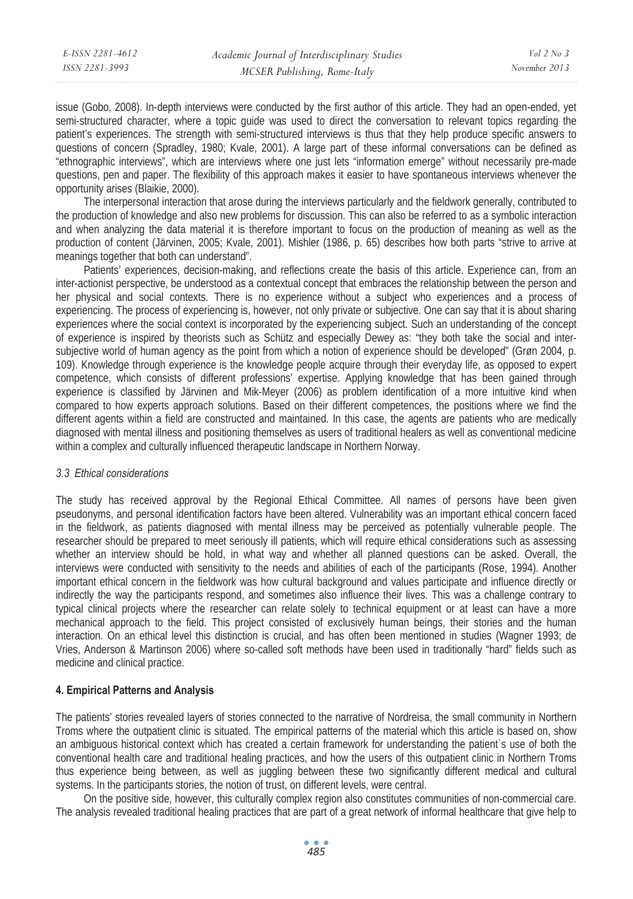issue (Gobo, 2008). In-depth interviews were conducted by the first author of this article. They had an open-ended, yet semi-structured character, where a topic guide was used to direct the conversation to relevant topics regarding the patient's experiences. The strength with semi-structured interviews is thus that they help produce specific answers to questions of concern (Spradley, 1980; Kvale, 2001). A large part of these informal conversations can be defined as "ethnographic interviews", which are interviews where one just lets "information emerge" without necessarily pre-made questions, pen and paper. The flexibility of this approach makes it easier to have spontaneous interviews whenever the opportunity arises (Blaikie, 2000).

The interpersonal interaction that arose during the interviews particularly and the fieldwork generally, contributed to the production of knowledge and also new problems for discussion. This can also be referred to as a symbolic interaction and when analyzing the data material it is therefore important to focus on the production of meaning as well as the production of content (Järvinen, 2005; Kvale, 2001). Mishler (1986, p. 65) describes how both parts "strive to arrive at meanings together that both can understand".

Patients' experiences, decision-making, and reflections create the basis of this article. Experience can, from an inter-actionist perspective, be understood as a contextual concept that embraces the relationship between the person and her physical and social contexts. There is no experience without a subject who experiences and a process of experiencing. The process of experiencing is, however, not only private or subjective. One can say that it is about sharing experiences where the social context is incorporated by the experiencing subject. Such an understanding of the concept of experience is inspired by theorists such as Schütz and especially Dewey as: "they both take the social and inter-subjective world of human agency as the point from which a notion of experience should be developed" (Grøn 2004, p. 109). Knowledge through experience is the knowledge people acquire through their everyday life, as opposed to expert competence, which consists of different professions' expertise. Applying knowledge that has been gained through experience is classified by Järvinen and Mik-Meyer (2006) as problem identification of a more intuitive kind when compared to how experts approach solutions. Based on their different competences, the positions where we find the different agents within a field are constructed and maintained. In this case, the agents are patients who are medically diagnosed with mental illness and positioning themselves as users of traditional healers as well as conventional medicine within a complex and culturally influenced therapeutic landscape in Northern Norway.

### *3.3 Ethical considerations*

The study has received approval by the Regional Ethical Committee. All names of persons have been given pseudonyms, and personal identification factors have been altered. Vulnerability was an important ethical concern faced in the fieldwork, as patients diagnosed with mental illness may be perceived as potentially vulnerable people. The researcher should be prepared to meet seriously ill patients, which will require ethical considerations such as assessing whether an interview should be hold, in what way and whether all planned questions can be asked. Overall, the interviews were conducted with sensitivity to the needs and abilities of each of the participants (Rose, 1994). Another important ethical concern in the fieldwork was how cultural background and values participate and influence directly or indirectly the way the participants respond, and sometimes also influence their lives. This was a challenge contrary to typical clinical projects where the researcher can relate solely to technical equipment or at least can have a more mechanical approach to the field. This project consisted of exclusively human beings, their stories and the human interaction. On an ethical level this distinction is crucial, and has often been mentioned in studies (Wagner 1993; de Vries, Anderson & Martinson 2006) where so-called soft methods have been used in traditionally "hard" fields such as medicine and clinical practice.

## **4. Empirical Patterns and Analysis**

The patients' stories revealed layers of stories connected to the narrative of Nordreisa, the small community in Northern Troms where the outpatient clinic is situated. The empirical patterns of the material which this article is based on, show an ambiguous historical context which has created a certain framework for understanding the patient`s use of both the conventional health care and traditional healing practices, and how the users of this outpatient clinic in Northern Troms thus experience being between, as well as juggling between these two significantly different medical and cultural systems. In the participants stories, the notion of trust, on different levels, were central.

On the positive side, however, this culturally complex region also constitutes communities of non-commercial care. The analysis revealed traditional healing practices that are part of a great network of informal healthcare that give help to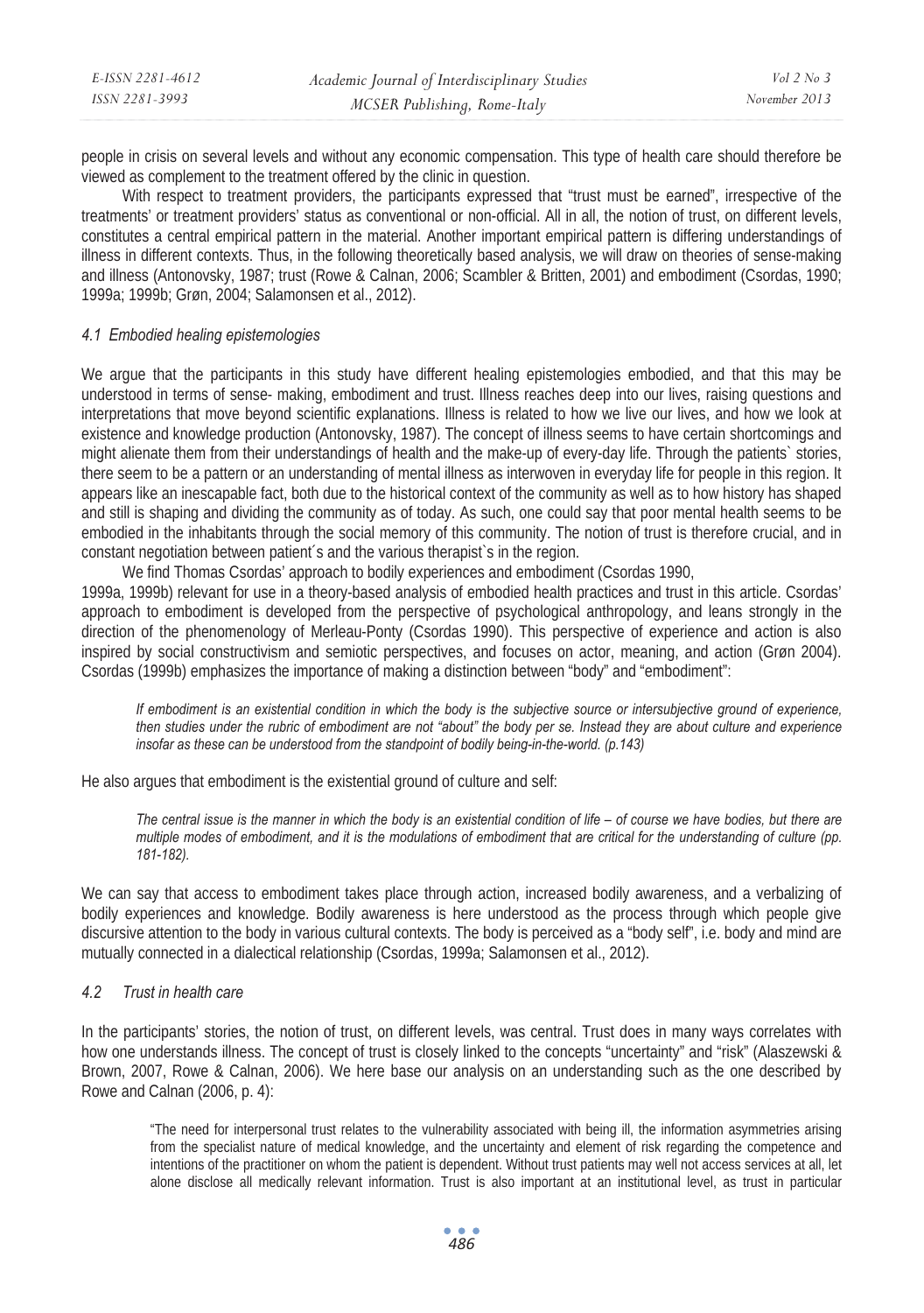people in crisis on several levels and without any economic compensation. This type of health care should therefore be viewed as complement to the treatment offered by the clinic in question.

With respect to treatment providers, the participants expressed that "trust must be earned", irrespective of the treatments' or treatment providers' status as conventional or non-official. All in all, the notion of trust, on different levels, constitutes a central empirical pattern in the material. Another important empirical pattern is differing understandings of illness in different contexts. Thus, in the following theoretically based analysis, we will draw on theories of sense-making and illness (Antonovsky, 1987; trust (Rowe & Calnan, 2006; Scambler & Britten, 2001) and embodiment (Csordas, 1990; 1999a; 1999b; Grøn, 2004; Salamonsen et al., 2012).

### *4.1 Embodied healing epistemologies*

We argue that the participants in this study have different healing epistemologies embodied, and that this may be understood in terms of sense- making, embodiment and trust. Illness reaches deep into our lives, raising questions and interpretations that move beyond scientific explanations. Illness is related to how we live our lives, and how we look at existence and knowledge production (Antonovsky, 1987). The concept of illness seems to have certain shortcomings and might alienate them from their understandings of health and the make-up of every-day life. Through the patients` stories, there seem to be a pattern or an understanding of mental illness as interwoven in everyday life for people in this region. It appears like an inescapable fact, both due to the historical context of the community as well as to how history has shaped and still is shaping and dividing the community as of today. As such, one could say that poor mental health seems to be embodied in the inhabitants through the social memory of this community. The notion of trust is therefore crucial, and in constant negotiation between patient´s and the various therapist`s in the region.

We find Thomas Csordas' approach to bodily experiences and embodiment (Csordas 1990, 1999a, 1999b) relevant for use in a theory-based analysis of embodied health practices and trust in this article. Csordas' approach to embodiment is developed from the perspective of psychological anthropology, and leans strongly in the direction of the phenomenology of Merleau-Ponty (Csordas 1990). This perspective of experience and action is also inspired by social constructivism and semiotic perspectives, and focuses on actor, meaning, and action (Grøn 2004). Csordas (1999b) emphasizes the importance of making a distinction between "body" and "embodiment":

> *If embodiment is an existential condition in which the body is the subjective source or intersubjective ground of experience, then studies under the rubric of embodiment are not "about" the body per se. Instead they are about culture and experience insofar as these can be understood from the standpoint of bodily being-in-the-world. (p.143)*

He also argues that embodiment is the existential ground of culture and self:

> *The central issue is the manner in which the body is an existential condition of life – of course we have bodies, but there are multiple modes of embodiment, and it is the modulations of embodiment that are critical for the understanding of culture (pp. 181-182).*

We can say that access to embodiment takes place through action, increased bodily awareness, and a verbalizing of bodily experiences and knowledge. Bodily awareness is here understood as the process through which people give discursive attention to the body in various cultural contexts. The body is perceived as a "body self", i.e. body and mind are mutually connected in a dialectical relationship (Csordas, 1999a; Salamonsen et al., 2012).

### *4.2 Trust in health care*

In the participants' stories, the notion of trust, on different levels, was central. Trust does in many ways correlates with how one understands illness. The concept of trust is closely linked to the concepts "uncertainty" and "risk" (Alaszewski & Brown, 2007, Rowe & Calnan, 2006). We here base our analysis on an understanding such as the one described by Rowe and Calnan (2006, p. 4):

> "The need for interpersonal trust relates to the vulnerability associated with being ill, the information asymmetries arising from the specialist nature of medical knowledge, and the uncertainty and element of risk regarding the competence and intentions of the practitioner on whom the patient is dependent. Without trust patients may well not access services at all, let alone disclose all medically relevant information. Trust is also important at an institutional level, as trust in particular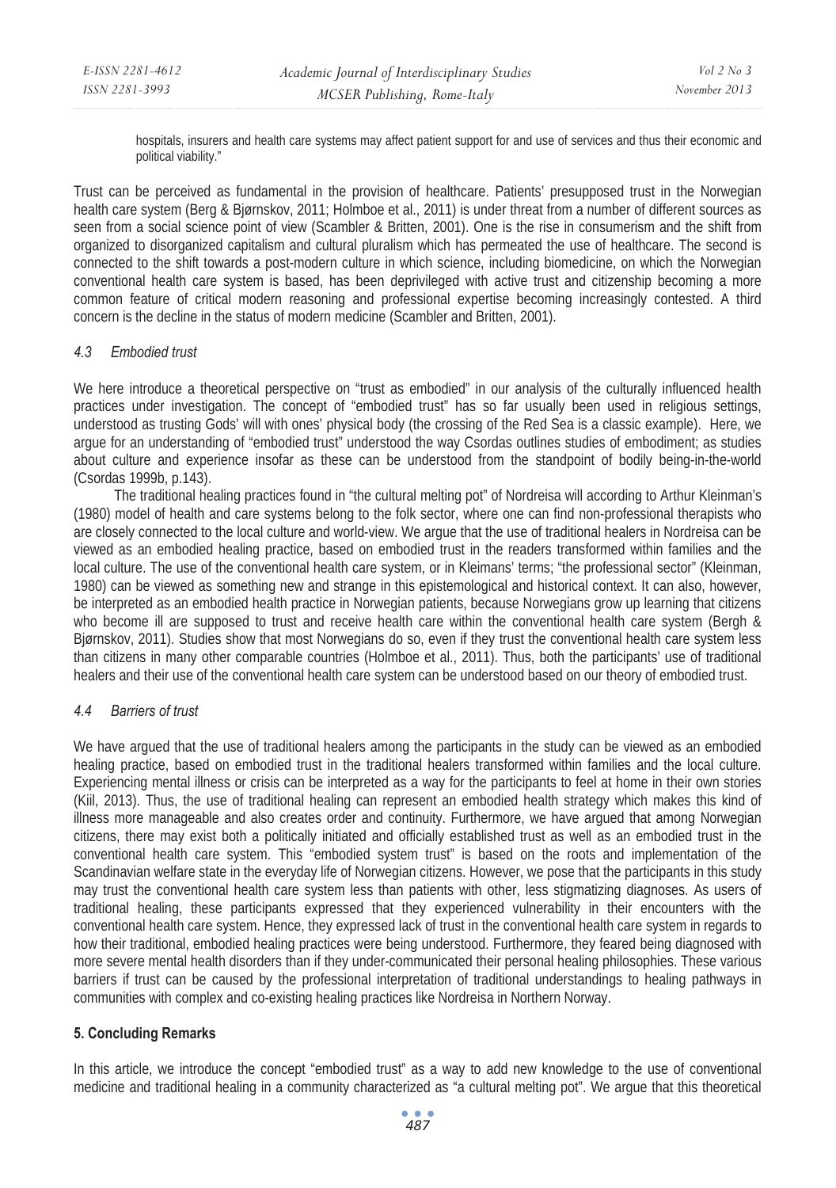hospitals, insurers and health care systems may affect patient support for and use of services and thus their economic and political viability."

Trust can be perceived as fundamental in the provision of healthcare. Patients' presupposed trust in the Norwegian health care system (Berg & Bjørnskov, 2011; Holmboe et al., 2011) is under threat from a number of different sources as seen from a social science point of view (Scambler & Britten, 2001). One is the rise in consumerism and the shift from organized to disorganized capitalism and cultural pluralism which has permeated the use of healthcare. The second is connected to the shift towards a post-modern culture in which science, including biomedicine, on which the Norwegian conventional health care system is based, has been deprivileged with active trust and citizenship becoming a more common feature of critical modern reasoning and professional expertise becoming increasingly contested. A third concern is the decline in the status of modern medicine (Scambler and Britten, 2001).

### *4.3 Embodied trust*

We here introduce a theoretical perspective on "trust as embodied" in our analysis of the culturally influenced health practices under investigation. The concept of "embodied trust" has so far usually been used in religious settings, understood as trusting Gods' will with ones' physical body (the crossing of the Red Sea is a classic example). Here, we argue for an understanding of "embodied trust" understood the way Csordas outlines studies of embodiment; as studies about culture and experience insofar as these can be understood from the standpoint of bodily being-in-the-world (Csordas 1999b, p.143).

The traditional healing practices found in "the cultural melting pot" of Nordreisa will according to Arthur Kleinman's (1980) model of health and care systems belong to the folk sector, where one can find non-professional therapists who are closely connected to the local culture and world-view. We argue that the use of traditional healers in Nordreisa can be viewed as an embodied healing practice, based on embodied trust in the readers transformed within families and the local culture. The use of the conventional health care system, or in Kleimans' terms; "the professional sector" (Kleinman, 1980) can be viewed as something new and strange in this epistemological and historical context. It can also, however, be interpreted as an embodied health practice in Norwegian patients, because Norwegians grow up learning that citizens who become ill are supposed to trust and receive health care within the conventional health care system (Bergh & Bjørnskov, 2011). Studies show that most Norwegians do so, even if they trust the conventional health care system less than citizens in many other comparable countries (Holmboe et al., 2011). Thus, both the participants' use of traditional healers and their use of the conventional health care system can be understood based on our theory of embodied trust.

### *4.4 Barriers of trust*

We have argued that the use of traditional healers among the participants in the study can be viewed as an embodied healing practice, based on embodied trust in the traditional healers transformed within families and the local culture. Experiencing mental illness or crisis can be interpreted as a way for the participants to feel at home in their own stories (Kiil, 2013). Thus, the use of traditional healing can represent an embodied health strategy which makes this kind of illness more manageable and also creates order and continuity. Furthermore, we have argued that among Norwegian citizens, there may exist both a politically initiated and officially established trust as well as an embodied trust in the conventional health care system. This "embodied system trust" is based on the roots and implementation of the Scandinavian welfare state in the everyday life of Norwegian citizens. However, we pose that the participants in this study may trust the conventional health care system less than patients with other, less stigmatizing diagnoses. As users of traditional healing, these participants expressed that they experienced vulnerability in their encounters with the conventional health care system. Hence, they expressed lack of trust in the conventional health care system in regards to how their traditional, embodied healing practices were being understood. Furthermore, they feared being diagnosed with more severe mental health disorders than if they under-communicated their personal healing philosophies. These various barriers if trust can be caused by the professional interpretation of traditional understandings to healing pathways in communities with complex and co-existing healing practices like Nordreisa in Northern Norway.

## 5. Concluding Remarks

In this article, we introduce the concept "embodied trust" as a way to add new knowledge to the use of conventional medicine and traditional healing in a community characterized as "a cultural melting pot". We argue that this theoretical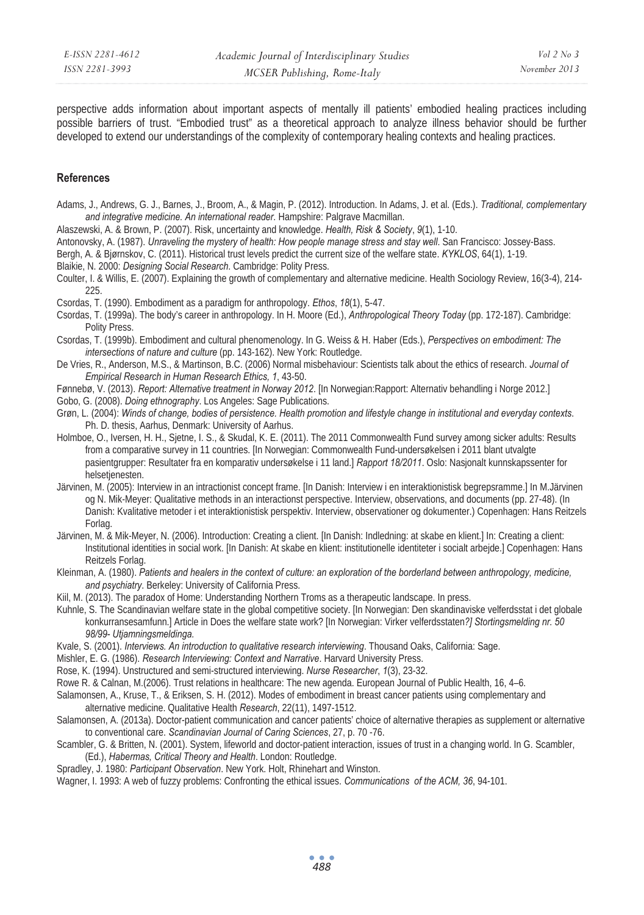perspective adds information about important aspects of mentally ill patients' embodied healing practices including possible barriers of trust. "Embodied trust" as a theoretical approach to analyze illness behavior should be further developed to extend our understandings of the complexity of contemporary healing contexts and healing practices.

## References

Adams, J., Andrews, G. J., Barnes, J., Broom, A., & Magin, P. (2012). Introduction. In Adams, J. et al. (Eds.). *Traditional, complementary and integrative medicine. An international reader.* Hampshire: Palgrave Macmillan.

Alaszewski, A. & Brown, P. (2007). Risk, uncertainty and knowledge. *Health, Risk & Society*, *9*(1), 1-10.

Antonovsky, A. (1987). *Unraveling the mystery of health: How people manage stress and stay well*. San Francisco: Jossey-Bass.

Bergh, A. & Bjørnskov, C. (2011). Historical trust levels predict the current size of the welfare state. *KYKLOS*, 64(1), 1-19.

Blaikie, N. 2000: *Designing Social Research*. Cambridge: Polity Press.

Coulter, I. & Willis, E. (2007). Explaining the growth of complementary and alternative medicine. Health Sociology Review, 16(3-4), 214-225.

Csordas, T. (1990). Embodiment as a paradigm for anthropology. *Ethos*, *18*(1), 5-47.

Csordas, T. (1999a). The body's career in anthropology. In H. Moore (Ed.), *Anthropological Theory Today* (pp. 172-187). Cambridge: Polity Press.

Csordas, T. (1999b). Embodiment and cultural phenomenology. In G. Weiss & H. Haber (Eds.), *Perspectives on embodiment: The intersections of nature and culture* (pp. 143-162). New York: Routledge.

De Vries, R., Anderson, M.S., & Martinson, B.C. (2006) Normal misbehaviour: Scientists talk about the ethics of research. *Journal of Empirical Research in Human Research Ethics, 1*, 43-50.

Fønnebø, V. (2013). *Report: Alternative treatment in Norway 2012*. [In Norwegian:Rapport: Alternativ behandling i Norge 2012.]

Gobo, G. (2008). *Doing ethnography*. Los Angeles: Sage Publications.

Grøn, L. (2004): *Winds of change, bodies of persistence. Health promotion and lifestyle change in institutional and everyday contexts*. Ph. D. thesis, Aarhus, Denmark: University of Aarhus.

Holmboe, O., Iversen, H. H., Sjetne, I. S., & Skudal, K. E. (2011). The 2011 Commonwealth Fund survey among sicker adults: Results from a comparative survey in 11 countries. [In Norwegian: Commonwealth Fund-undersøkelsen i 2011 blant utvalgte pasientgrupper: Resultater fra en komparativ undersøkelse i 11 land.] *Rapport 18/2011*. Oslo: Nasjonalt kunnskapssenter for helsetjenesten.

Järvinen, M. (2005): Interview in an intractionist concept frame. [In Danish: Interview i en interaktionistisk begrepsramme.] In M.Järvinen og N. Mik-Meyer: Qualitative methods in an interactionst perspective. Interview, observations, and documents (pp. 27-48). (In Danish: Kvalitative metoder i et interaktionistisk perspektiv. Interview, observationer og dokumenter.) Copenhagen: Hans Reitzels Forlag.

Järvinen, M. & Mik-Meyer, N. (2006). Introduction: Creating a client. [In Danish: Indledning: at skabe en klient.] In: Creating a client: Institutional identities in social work. [In Danish: At skabe en klient: institutionelle identiteter i socialt arbejde.] Copenhagen: Hans Reitzels Forlag.

Kleinman, A. (1980). *Patients and healers in the context of culture: an exploration of the borderland between anthropology, medicine, and psychiatry*. Berkeley: University of California Press.

Kiil, M. (2013). The paradox of Home: Understanding Northern Troms as a therapeutic landscape. In press.

Kuhnle, S. The Scandinavian welfare state in the global competitive society. [In Norwegian: Den skandinaviske velferdsstat i det globale konkurransesamfunn.] Article in Does the welfare state work? [In Norwegian: Virker velferdsstaten*?] Stortingsmelding nr. 50 98/99- Utjamningsmeldinga.*

Kvale, S. (2001). *Interviews. An introduction to qualitative research interviewing*. Thousand Oaks, California: Sage.

Mishler, E. G. (1986). *Research Interviewing: Context and Narrative*. Harvard University Press.

Rose, K. (1994). Unstructured and semi-structured interviewing. *Nurse Researcher*, *1*(3), 23-32.

Rowe R. & Calnan, M.(2006). Trust relations in healthcare: The new agenda. European Journal of Public Health, 16, 4–6.

Salamonsen, A., Kruse, T., & Eriksen, S. H. (2012). Modes of embodiment in breast cancer patients using complementary and alternative medicine. Qualitative Health *Research*, 22(11), 1497-1512.

Salamonsen, A. (2013a). Doctor-patient communication and cancer patients' choice of alternative therapies as supplement or alternative to conventional care. *Scandinavian Journal of Caring Sciences*, 27, p. 70 -76.

Scambler, G. & Britten, N. (2001). System, lifeworld and doctor-patient interaction, issues of trust in a changing world. In G. Scambler, (Ed.), *Habermas, Critical Theory and Health*. London: Routledge.

Spradley, J. 1980: *Participant Observation*. New York. Holt, Rhinehart and Winston.

Wagner, I. 1993: A web of fuzzy problems: Confronting the ethical issues. *Communications of the ACM, 36*, 94-101.